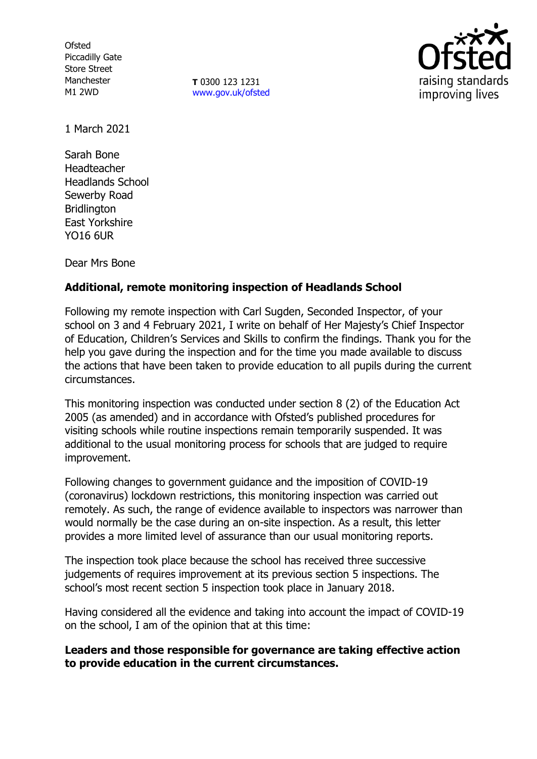Ofsted
Piccadilly Gate
Store Street
Manchester
M1 2WD

**T** 0300 123 1231
www.gov.uk/ofsted

1 March 2021

Sarah Bone
Headteacher
Headlands School
Sewerby Road
Bridlington
East Yorkshire
YO16 6UR

Dear Mrs Bone

**Additional, remote monitoring inspection of Headlands School**

Following my remote inspection with Carl Sugden, Seconded Inspector, of your school on 3 and 4 February 2021, I write on behalf of Her Majesty's Chief Inspector of Education, Children's Services and Skills to confirm the findings. Thank you for the help you gave during the inspection and for the time you made available to discuss the actions that have been taken to provide education to all pupils during the current circumstances.

This monitoring inspection was conducted under section 8 (2) of the Education Act 2005 (as amended) and in accordance with Ofsted's published procedures for visiting schools while routine inspections remain temporarily suspended. It was additional to the usual monitoring process for schools that are judged to require improvement.

Following changes to government guidance and the imposition of COVID-19 (coronavirus) lockdown restrictions, this monitoring inspection was carried out remotely. As such, the range of evidence available to inspectors was narrower than would normally be the case during an on-site inspection. As a result, this letter provides a more limited level of assurance than our usual monitoring reports.

The inspection took place because the school has received three successive judgements of requires improvement at its previous section 5 inspections. The school's most recent section 5 inspection took place in January 2018.

Having considered all the evidence and taking into account the impact of COVID-19 on the school, I am of the opinion that at this time:

**Leaders and those responsible for governance are taking effective action to provide education in the current circumstances.**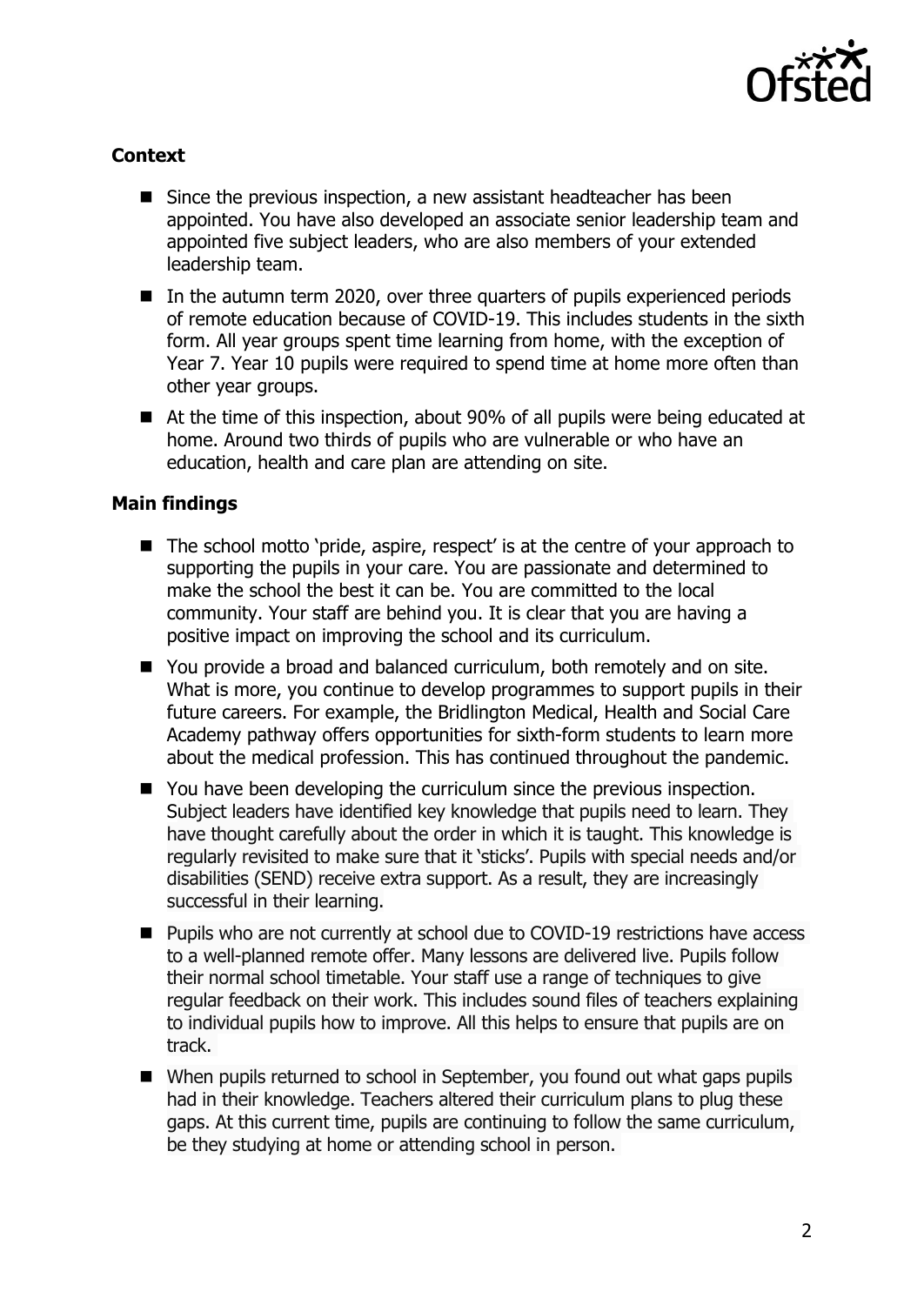### Context

- Since the previous inspection, a new assistant headteacher has been appointed. You have also developed an associate senior leadership team and appointed five subject leaders, who are also members of your extended leadership team.
- In the autumn term 2020, over three quarters of pupils experienced periods of remote education because of COVID-19. This includes students in the sixth form. All year groups spent time learning from home, with the exception of Year 7. Year 10 pupils were required to spend time at home more often than other year groups.
- At the time of this inspection, about 90% of all pupils were being educated at home. Around two thirds of pupils who are vulnerable or who have an education, health and care plan are attending on site.

### Main findings

- The school motto 'pride, aspire, respect' is at the centre of your approach to supporting the pupils in your care. You are passionate and determined to make the school the best it can be. You are committed to the local community. Your staff are behind you. It is clear that you are having a positive impact on improving the school and its curriculum.
- You provide a broad and balanced curriculum, both remotely and on site. What is more, you continue to develop programmes to support pupils in their future careers. For example, the Bridlington Medical, Health and Social Care Academy pathway offers opportunities for sixth-form students to learn more about the medical profession. This has continued throughout the pandemic.
- You have been developing the curriculum since the previous inspection. Subject leaders have identified key knowledge that pupils need to learn. They have thought carefully about the order in which it is taught. This knowledge is regularly revisited to make sure that it 'sticks'. Pupils with special needs and/or disabilities (SEND) receive extra support. As a result, they are increasingly successful in their learning.
- Pupils who are not currently at school due to COVID-19 restrictions have access to a well-planned remote offer. Many lessons are delivered live. Pupils follow their normal school timetable. Your staff use a range of techniques to give regular feedback on their work. This includes sound files of teachers explaining to individual pupils how to improve. All this helps to ensure that pupils are on track.
- When pupils returned to school in September, you found out what gaps pupils had in their knowledge. Teachers altered their curriculum plans to plug these gaps. At this current time, pupils are continuing to follow the same curriculum, be they studying at home or attending school in person.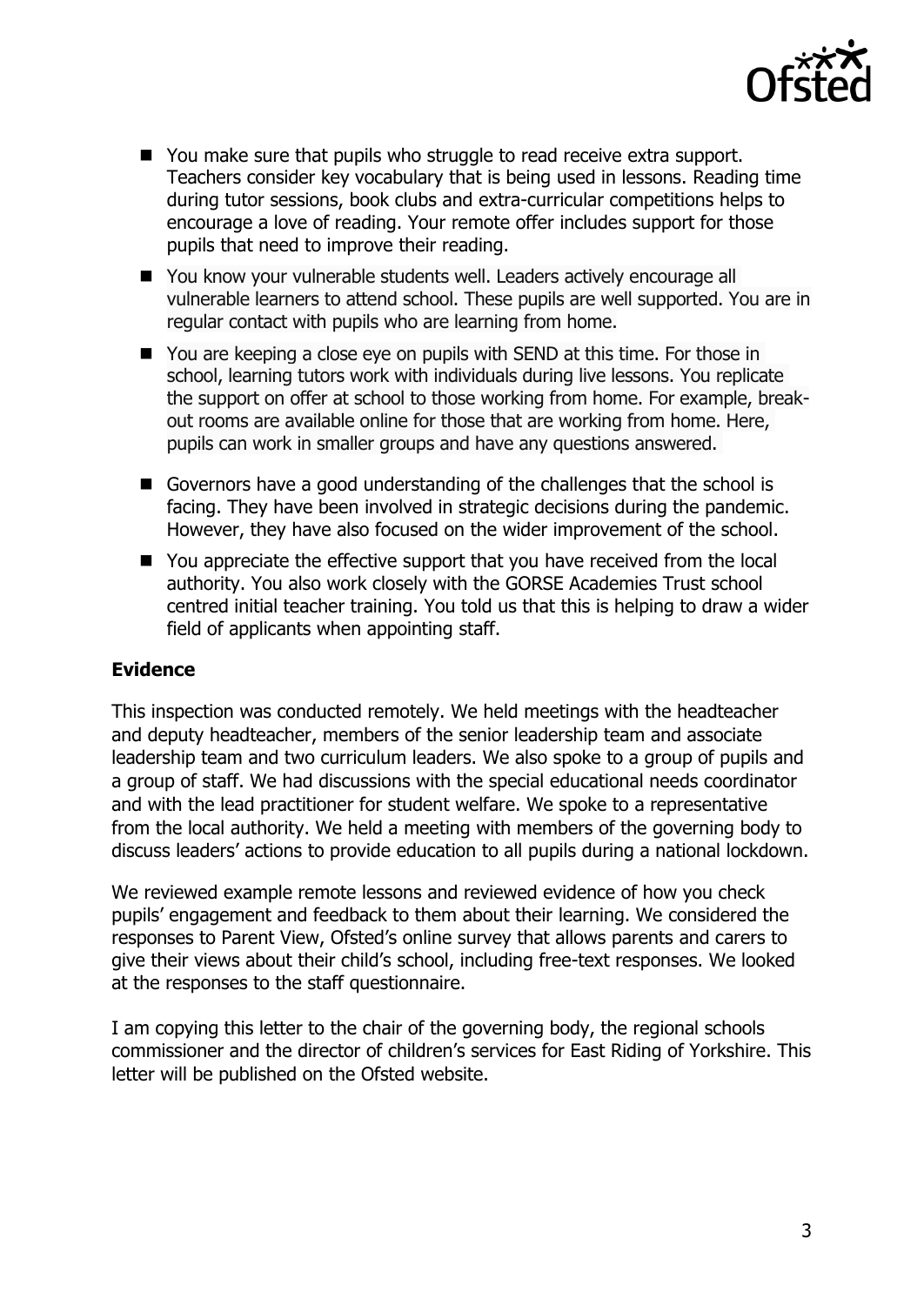- You make sure that pupils who struggle to read receive extra support. Teachers consider key vocabulary that is being used in lessons. Reading time during tutor sessions, book clubs and extra-curricular competitions helps to encourage a love of reading. Your remote offer includes support for those pupils that need to improve their reading.
- You know your vulnerable students well. Leaders actively encourage all vulnerable learners to attend school. These pupils are well supported. You are in regular contact with pupils who are learning from home.
- You are keeping a close eye on pupils with SEND at this time. For those in school, learning tutors work with individuals during live lessons. You replicate the support on offer at school to those working from home. For example, break-out rooms are available online for those that are working from home. Here, pupils can work in smaller groups and have any questions answered.
- Governors have a good understanding of the challenges that the school is facing. They have been involved in strategic decisions during the pandemic. However, they have also focused on the wider improvement of the school.
- You appreciate the effective support that you have received from the local authority. You also work closely with the GORSE Academies Trust school centred initial teacher training. You told us that this is helping to draw a wider field of applicants when appointing staff.

**Evidence**

This inspection was conducted remotely. We held meetings with the headteacher and deputy headteacher, members of the senior leadership team and associate leadership team and two curriculum leaders. We also spoke to a group of pupils and a group of staff. We had discussions with the special educational needs coordinator and with the lead practitioner for student welfare. We spoke to a representative from the local authority. We held a meeting with members of the governing body to discuss leaders' actions to provide education to all pupils during a national lockdown.

We reviewed example remote lessons and reviewed evidence of how you check pupils' engagement and feedback to them about their learning. We considered the responses to Parent View, Ofsted's online survey that allows parents and carers to give their views about their child's school, including free-text responses. We looked at the responses to the staff questionnaire.

I am copying this letter to the chair of the governing body, the regional schools commissioner and the director of children's services for East Riding of Yorkshire. This letter will be published on the Ofsted website.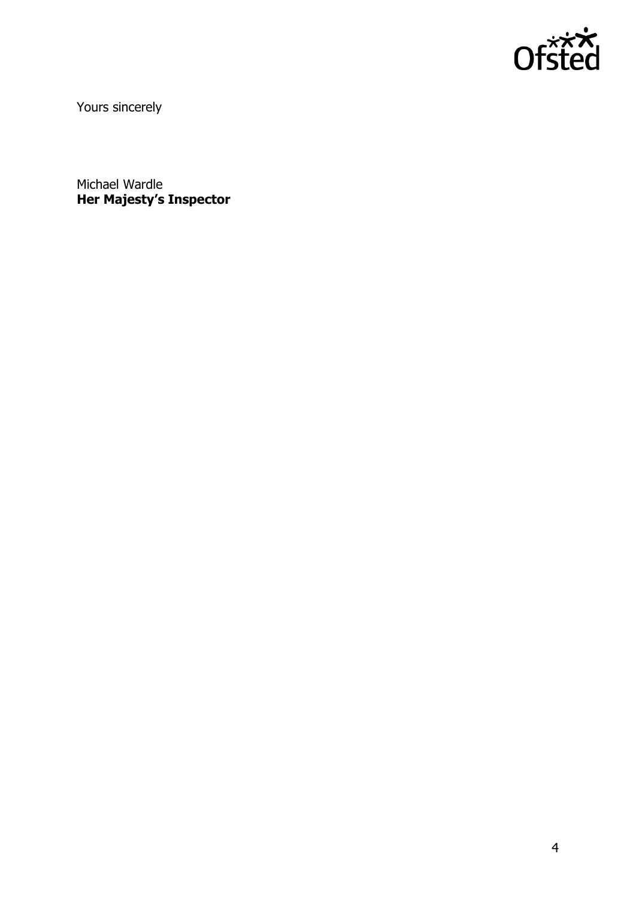Yours sincerely

Michael Wardle
**Her Majesty's Inspector**